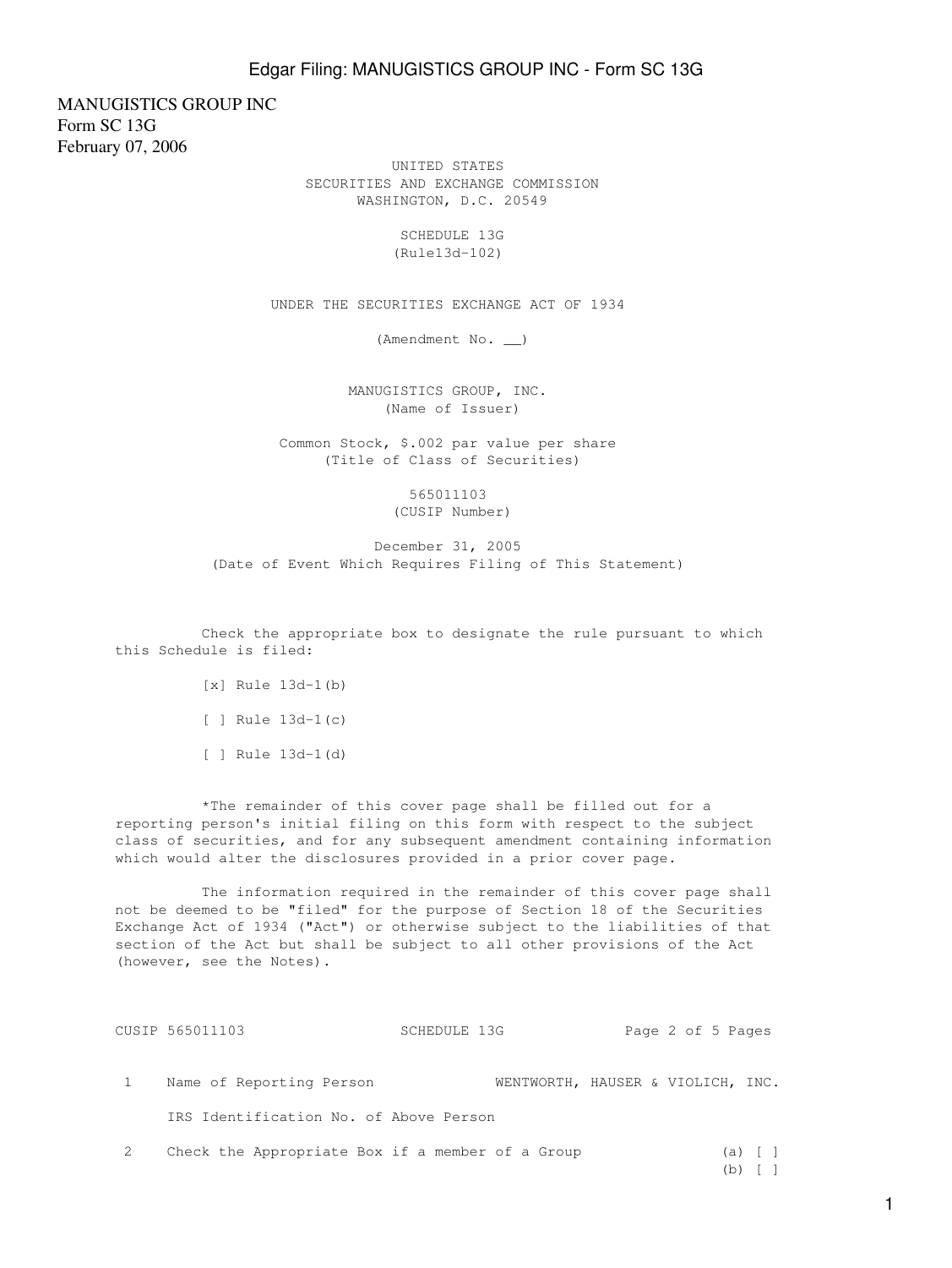MANUGISTICS GROUP INC
Form SC 13G
February 07, 2006

UNITED STATES
SECURITIES AND EXCHANGE COMMISSION
WASHINGTON, D.C. 20549

SCHEDULE 13G
(Rule13d-102)

UNDER THE SECURITIES EXCHANGE ACT OF 1934

(Amendment No. __)

MANUGISTICS GROUP, INC.
(Name of Issuer)

Common Stock, $.002 par value per share
(Title of Class of Securities)

565011103
(CUSIP Number)

December 31, 2005
(Date of Event Which Requires Filing of This Statement)

Check the appropriate box to designate the rule pursuant to which this Schedule is filed:

[x] Rule 13d-1(b)

[ ] Rule 13d-1(c)

[ ] Rule 13d-1(d)

*The remainder of this cover page shall be filled out for a reporting person's initial filing on this form with respect to the subject class of securities, and for any subsequent amendment containing information which would alter the disclosures provided in a prior cover page.

The information required in the remainder of this cover page shall not be deemed to be "filed" for the purpose of Section 18 of the Securities Exchange Act of 1934 ("Act") or otherwise subject to the liabilities of that section of the Act but shall be subject to all other provisions of the Act (however, see the Notes).

CUSIP 565011103 SCHEDULE 13G Page 2 of 5 Pages

1 Name of Reporting Person WENTWORTH, HAUSER & VIOLICH, INC.

IRS Identification No. of Above Person

2 Check the Appropriate Box if a member of a Group (a) [ ]
(b) [ ]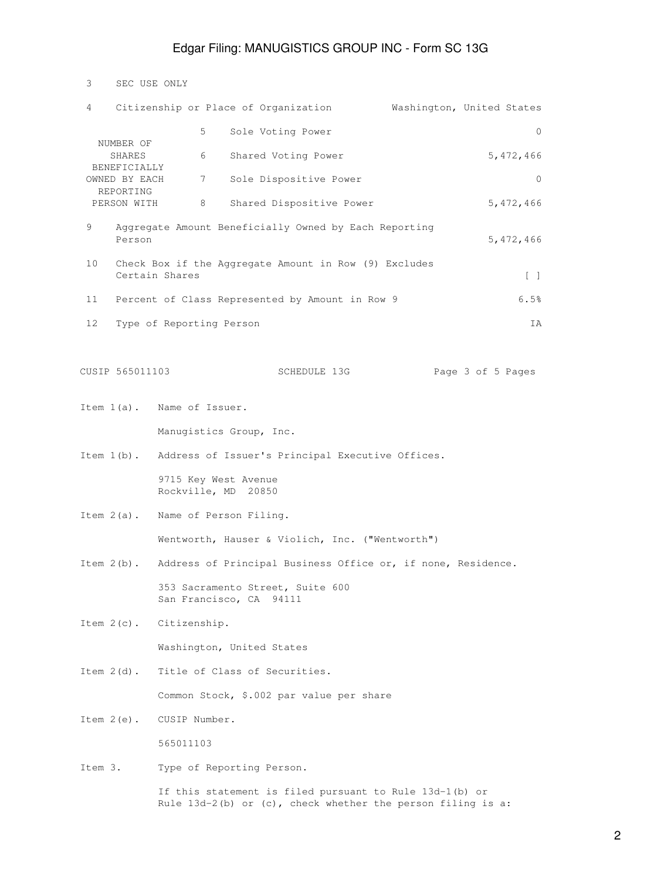| | | |
|---|---|---|
| 3 | SEC USE ONLY | |
| 4 | Citizenship or Place of Organization | Washington, United States |

| NUMBER OF SHARES BENEFICIALLY OWNED BY EACH REPORTING PERSON WITH | | | |
|---|---|---|---|
| | 5 | Sole Voting Power | 0 |
| | 6 | Shared Voting Power | 5,472,466 |
| | 7 | Sole Dispositive Power | 0 |
| | 8 | Shared Dispositive Power | 5,472,466 |

| | | |
|---|---|---|
| 9 | Aggregate Amount Beneficially Owned by Each Reporting Person | 5,472,466 |
| 10 | Check Box if the Aggregate Amount in Row (9) Excludes Certain Shares | [ ] |
| 11 | Percent of Class Represented by Amount in Row 9 | 6.5% |
| 12 | Type of Reporting Person | IA |

CUSIP 565011103 SCHEDULE 13G

Item 1(a). Name of Issuer.

Manugistics Group, Inc.

Item 1(b). Address of Issuer's Principal Executive Offices.

9715 Key West Avenue
Rockville, MD 20850

Item 2(a). Name of Person Filing.

Wentworth, Hauser & Violich, Inc. ("Wentworth")

Item 2(b). Address of Principal Business Office or, if none, Residence.

353 Sacramento Street, Suite 600
San Francisco, CA 94111

Item 2(c). Citizenship.

Washington, United States

Item 2(d). Title of Class of Securities.

Common Stock, $.002 par value per share

Item 2(e). CUSIP Number.

565011103

Item 3. Type of Reporting Person.

If this statement is filed pursuant to Rule 13d-1(b) or Rule 13d-2(b) or (c), check whether the person filing is a: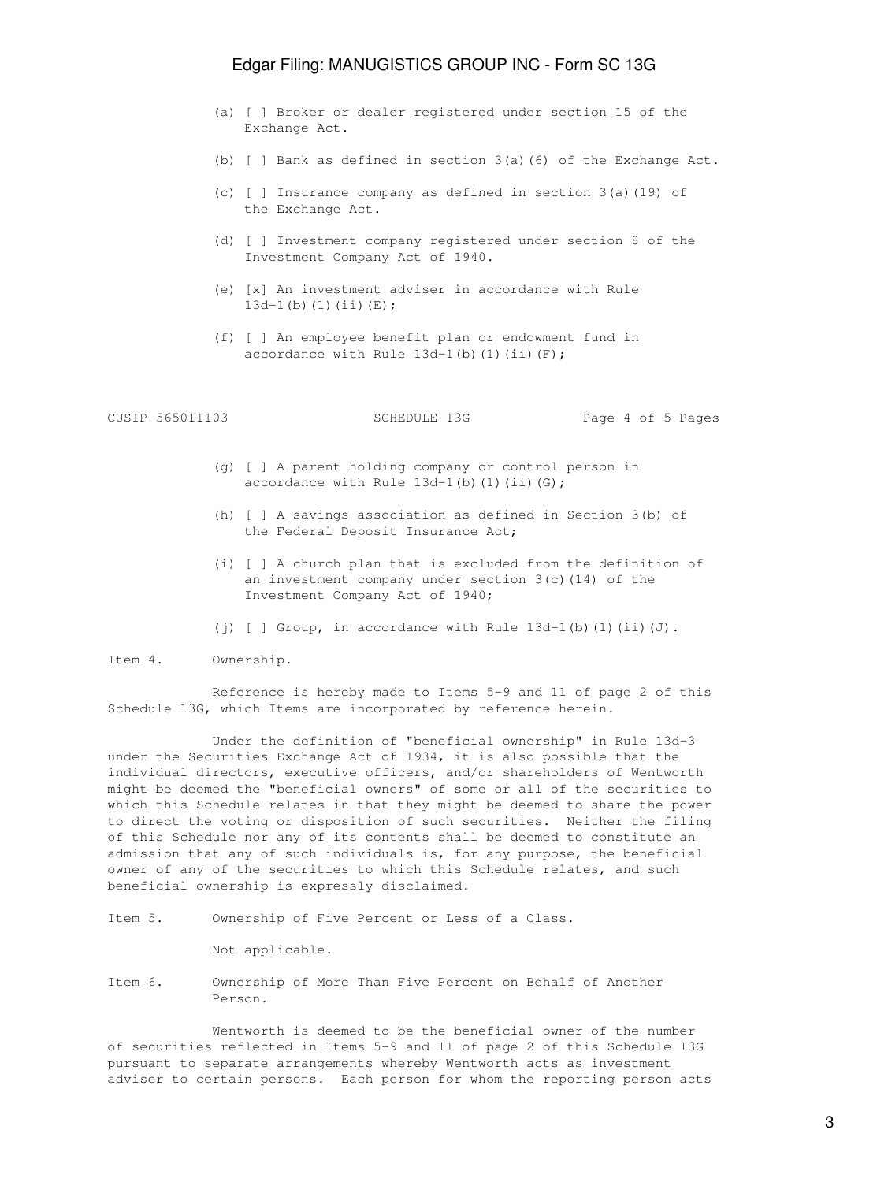(a) [ ] Broker or dealer registered under section 15 of the Exchange Act.

(b) [ ] Bank as defined in section 3(a)(6) of the Exchange Act.

(c) [ ] Insurance company as defined in section 3(a)(19) of the Exchange Act.

(d) [ ] Investment company registered under section 8 of the Investment Company Act of 1940.

(e) [x] An investment adviser in accordance with Rule 13d-1(b)(1)(ii)(E);

(f) [ ] An employee benefit plan or endowment fund in accordance with Rule 13d-1(b)(1)(ii)(F);

CUSIP 565011103 SCHEDULE 13G

(g) [ ] A parent holding company or control person in accordance with Rule 13d-1(b)(1)(ii)(G);

(h) [ ] A savings association as defined in Section 3(b) of the Federal Deposit Insurance Act;

(i) [ ] A church plan that is excluded from the definition of an investment company under section 3(c)(14) of the Investment Company Act of 1940;

(j) [ ] Group, in accordance with Rule 13d-1(b)(1)(ii)(J).

Item 4. Ownership.

Reference is hereby made to Items 5-9 and 11 of page 2 of this Schedule 13G, which Items are incorporated by reference herein.

Under the definition of "beneficial ownership" in Rule 13d-3 under the Securities Exchange Act of 1934, it is also possible that the individual directors, executive officers, and/or shareholders of Wentworth might be deemed the "beneficial owners" of some or all of the securities to which this Schedule relates in that they might be deemed to share the power to direct the voting or disposition of such securities. Neither the filing of this Schedule nor any of its contents shall be deemed to constitute an admission that any of such individuals is, for any purpose, the beneficial owner of any of the securities to which this Schedule relates, and such beneficial ownership is expressly disclaimed.

Item 5. Ownership of Five Percent or Less of a Class.

Not applicable.

Item 6. Ownership of More Than Five Percent on Behalf of Another Person.

Wentworth is deemed to be the beneficial owner of the number of securities reflected in Items 5-9 and 11 of page 2 of this Schedule 13G pursuant to separate arrangements whereby Wentworth acts as investment adviser to certain persons. Each person for whom the reporting person acts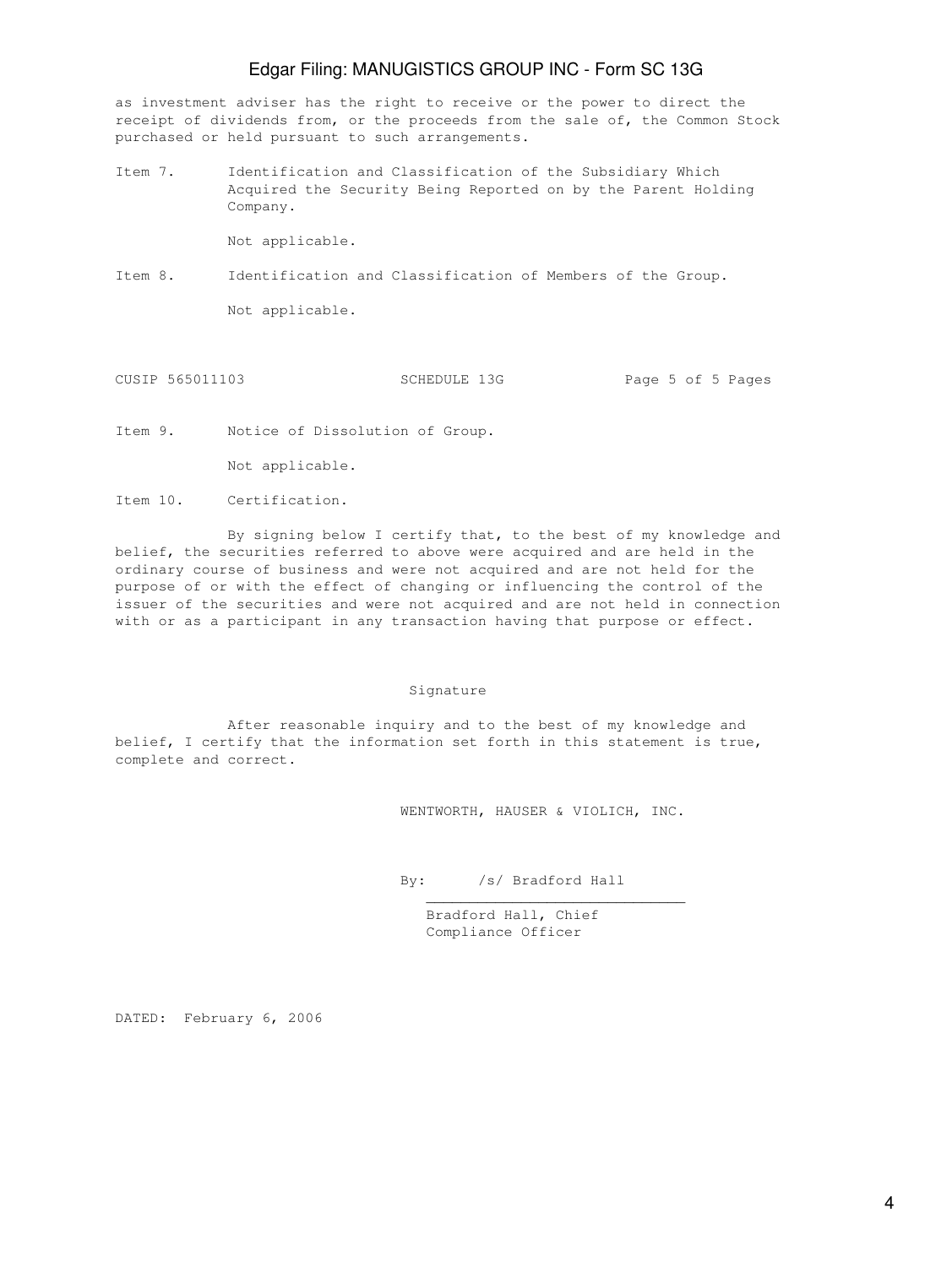as investment adviser has the right to receive or the power to direct the receipt of dividends from, or the proceeds from the sale of, the Common Stock purchased or held pursuant to such arrangements.

Item 7. Identification and Classification of the Subsidiary Which Acquired the Security Being Reported on by the Parent Holding Company.

Not applicable.

Item 8. Identification and Classification of Members of the Group.

Not applicable.

CUSIP 565011103 SCHEDULE 13G

Item 9. Notice of Dissolution of Group.

Not applicable.

Item 10. Certification.

By signing below I certify that, to the best of my knowledge and belief, the securities referred to above were acquired and are held in the ordinary course of business and were not acquired and are not held for the purpose of or with the effect of changing or influencing the control of the issuer of the securities and were not acquired and are not held in connection with or as a participant in any transaction having that purpose or effect.

Signature

After reasonable inquiry and to the best of my knowledge and belief, I certify that the information set forth in this statement is true, complete and correct.

WENTWORTH, HAUSER & VIOLICH, INC.

By: /s/ Bradford Hall

Bradford Hall, Chief Compliance Officer

DATED: February 6, 2006